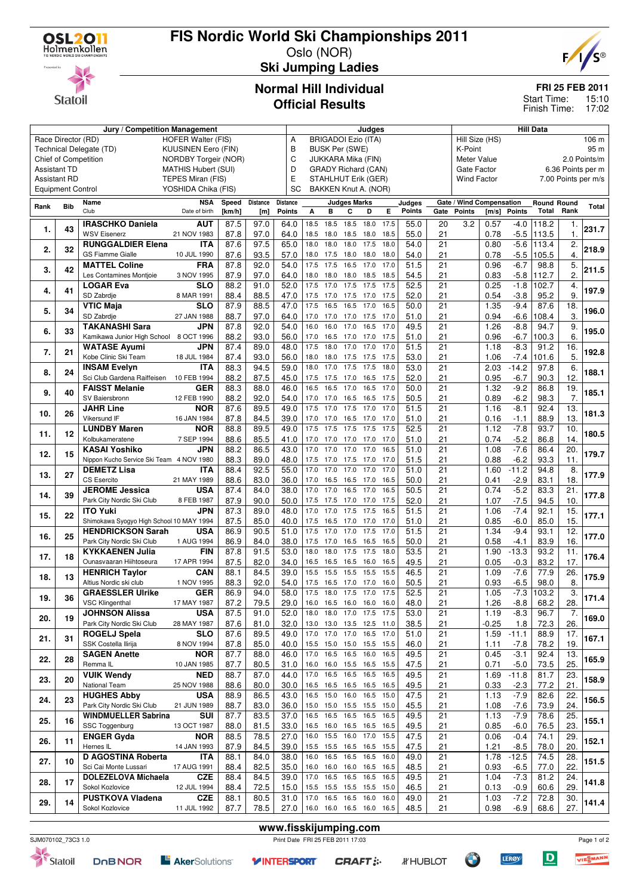# FIS Nordic World Ski Championships 2011

Oslo (NOR)

## Ski Jumping Ladies

### Normal Hill Individual
### Official Results

**FRI 25 FEB 2011**
Start Time: 15:10
Finish Time: 17:02

| Jury / Competition Management | | Judges | | Hill Data | |
|---|---|---|---|---|---|
| Race Director (RD) | HOFER Walter (FIS) | A | BRIGADOI Ezio (ITA) | Hill Size (HS) | 106 m |
| Technical Delegate (TD) | KUUSINEN Eero (FIN) | B | BUSK Per (SWE) | K-Point | 95 m |
| Chief of Competition | NORDBY Torgeir (NOR) | C | JUKKARA Mika (FIN) | Meter Value | 2.0 Points/m |
| Assistant TD | MATHIS Hubert (SUI) | D | GRADY Richard (CAN) | Gate Factor | 6.36 Points per m |
| Assistant RD | TEPES Miran (FIS) | E | STAHLHUT Erik (GER) | Wind Factor | 7.00 Points per m/s |
| Equipment Control | YOSHIDA Chika (FIS) | SC | BAKKEN Knut A. (NOR) | | |

| Rank | Bib | Name / Club | NSA / Date of birth | Speed [km/h] | Distance [m] | Distance Points | A | B | C | D | E | Judges Points | Gate | Gate Points | Wind [m/s] | Wind Points | Round Total | Round Rank | Total |
|---|---|---|---|---|---|---|---|---|---|---|---|---|---|---|---|---|---|---|---|
| 1. | 43 | IRASCHKO Daniela | AUT | 87.5 | 97.0 | 64.0 | 18.5 | 18.5 | 18.5 | 18.0 | 17.5 | 55.0 | 20 | 3.2 | 0.57 | -4.0 | 118.2 | 1. | 231.7 |
| | | WSV Eisenerz | 21 NOV 1983 | 87.8 | 97.0 | 64.0 | 18.5 | 18.0 | 18.5 | 18.0 | 18.5 | 55.0 | 21 | | 0.78 | -5.5 | 113.5 | 1. | |
| 2. | 32 | RUNGGALDIER Elena | ITA | 87.6 | 97.5 | 65.0 | 18.0 | 18.0 | 18.0 | 17.5 | 18.0 | 54.0 | 21 | | 0.80 | -5.6 | 113.4 | 2. | 218.9 |
| | | GS Fiamme Gialle | 10 JUL 1990 | 87.6 | 93.5 | 57.0 | 18.0 | 17.5 | 18.0 | 18.0 | 18.0 | 54.0 | 21 | | 0.78 | -5.5 | 105.5 | 4. | |
| 3. | 42 | MATTEL Coline | FRA | 87.8 | 92.0 | 54.0 | 17.5 | 17.5 | 16.5 | 17.0 | 17.0 | 51.5 | 21 | | 0.96 | -6.7 | 98.8 | 5. | 211.5 |
| | | Les Contamines Montjoie | 3 NOV 1995 | 87.9 | 97.0 | 64.0 | 18.0 | 18.0 | 18.0 | 18.5 | 18.5 | 54.5 | 21 | | 0.83 | -5.8 | 112.7 | 2. | |
| 4. | 41 | LOGAR Eva | SLO | 88.2 | 91.0 | 52.0 | 17.5 | 17.0 | 17.5 | 17.5 | 17.5 | 52.5 | 21 | | 0.25 | -1.8 | 102.7 | 4. | 197.9 |
| | | SD Zabrdje | 8 MAR 1991 | 88.4 | 88.5 | 47.0 | 17.5 | 17.0 | 17.5 | 17.0 | 17.5 | 52.0 | 21 | | 0.54 | -3.8 | 95.2 | 9. | |
| 5. | 34 | VTIC Maja | SLO | 87.9 | 88.5 | 47.0 | 17.5 | 16.5 | 16.5 | 17.0 | 16.5 | 50.0 | 21 | | 1.35 | -9.4 | 87.6 | 18. | 196.0 |
| | | SD Zabrdje | 27 JAN 1988 | 88.7 | 97.0 | 64.0 | 17.0 | 17.0 | 17.0 | 17.5 | 17.0 | 51.0 | 21 | | 0.94 | -6.6 | 108.4 | 3. | |
| 6. | 33 | TAKANASHI Sara | JPN | 87.8 | 92.0 | 54.0 | 16.0 | 16.0 | 17.0 | 16.5 | 17.0 | 49.5 | 21 | | 1.26 | -8.8 | 94.7 | 9. | 195.0 |
| | | Kamikawa Junior High School | 8 OCT 1996 | 88.2 | 93.0 | 56.0 | 17.0 | 16.5 | 17.0 | 17.0 | 17.0 | 51.0 | 21 | | 0.96 | -6.7 | 100.3 | 6. | |
| 7. | 21 | WATASE Ayumi | JPN | 87.4 | 89.0 | 48.0 | 17.5 | 18.0 | 17.0 | 17.0 | 17.0 | 51.5 | 21 | | 1.18 | -8.3 | 91.2 | 16. | 192.8 |
| | | Kobe Clinic Ski Team | 18 JUL 1984 | 87.4 | 93.0 | 56.0 | 18.0 | 18.0 | 17.5 | 17.5 | 17.5 | 53.0 | 21 | | 1.06 | -7.4 | 101.6 | 5. | |
| 8. | 24 | INSAM Evelyn | ITA | 88.3 | 94.5 | 59.0 | 18.0 | 17.0 | 17.5 | 17.5 | 18.0 | 53.0 | 21 | | 2.03 | -14.2 | 97.8 | 6. | 188.1 |
| | | Sci Club Gardena Raiffeisen | 10 FEB 1994 | 88.2 | 87.5 | 45.0 | 17.5 | 17.5 | 17.0 | 16.5 | 17.5 | 52.0 | 21 | | 0.95 | -6.7 | 90.3 | 12. | |
| 9. | 40 | FAISST Melanie | GER | 88.3 | 88.0 | 46.0 | 16.5 | 16.5 | 17.0 | 16.5 | 17.0 | 50.0 | 21 | | 1.32 | -9.2 | 86.8 | 19. | 185.1 |
| | | SV Baiersbronn | 12 FEB 1990 | 88.2 | 92.0 | 54.0 | 17.0 | 17.0 | 16.5 | 16.5 | 17.5 | 50.5 | 21 | | 0.89 | -6.2 | 98.3 | 7. | |
| 10. | 26 | JAHR Line | NOR | 87.6 | 89.5 | 49.0 | 17.5 | 17.0 | 17.5 | 17.0 | 17.0 | 51.5 | 21 | | 1.16 | -8.1 | 92.4 | 13. | 181.3 |
| | | Vikersund IF | 16 JAN 1984 | 87.8 | 84.5 | 39.0 | 17.0 | 17.0 | 16.5 | 17.0 | 17.0 | 51.0 | 21 | | 0.16 | -1.1 | 88.9 | 13. | |
| 11. | 12 | LUNDBY Maren | NOR | 88.8 | 89.5 | 49.0 | 17.5 | 17.5 | 17.5 | 17.5 | 17.5 | 52.5 | 21 | | 1.12 | -7.8 | 93.7 | 10. | 180.5 |
| | | Kolbukameratene | 7 SEP 1994 | 88.6 | 85.5 | 41.0 | 17.0 | 17.0 | 17.0 | 17.0 | 17.0 | 51.0 | 21 | | 0.74 | -5.2 | 86.8 | 14. | |
| 12. | 15 | KASAI Yoshiko | JPN | 88.2 | 86.5 | 43.0 | 17.0 | 17.0 | 17.0 | 17.0 | 16.5 | 51.0 | 21 | | 1.08 | -7.6 | 86.4 | 20. | 179.7 |
| | | Nippon Kucho Service Ski Team | 4 NOV 1980 | 88.3 | 89.0 | 48.0 | 17.5 | 17.0 | 17.5 | 17.0 | 17.0 | 51.5 | 21 | | 0.88 | -6.2 | 93.3 | 11. | |
| 13. | 27 | DEMETZ Lisa | ITA | 88.4 | 92.5 | 55.0 | 17.0 | 17.0 | 17.0 | 17.0 | 17.0 | 51.0 | 21 | | 1.60 | -11.2 | 94.8 | 8. | 177.9 |
| | | CS Esercito | 21 MAY 1989 | 88.6 | 83.0 | 36.0 | 17.0 | 16.5 | 16.5 | 17.0 | 16.5 | 50.0 | 21 | | 0.41 | -2.9 | 83.1 | 18. | |
| 14. | 39 | JEROME Jessica | USA | 87.4 | 84.0 | 38.0 | 17.0 | 17.0 | 16.5 | 17.0 | 16.5 | 50.5 | 21 | | 0.74 | -5.2 | 83.3 | 21. | 177.8 |
| | | Park City Nordic Ski Club | 8 FEB 1987 | 87.9 | 90.0 | 50.0 | 17.5 | 17.5 | 17.0 | 17.0 | 17.5 | 52.0 | 21 | | 1.07 | -7.5 | 94.5 | 10. | |
| 15. | 22 | ITO Yuki | JPN | 87.3 | 89.0 | 48.0 | 17.0 | 17.0 | 17.5 | 17.5 | 16.5 | 51.5 | 21 | | 1.06 | -7.4 | 92.1 | 15. | 177.1 |
| | | Shimokawa Syogyo High School | 10 MAY 1994 | 87.5 | 85.0 | 40.0 | 17.5 | 16.5 | 17.0 | 17.0 | 17.0 | 51.0 | 21 | | 0.85 | -6.0 | 85.0 | 15. | |
| 16. | 25 | HENDRICKSON Sarah | USA | 86.9 | 90.5 | 51.0 | 17.5 | 17.0 | 17.0 | 17.5 | 17.0 | 51.5 | 21 | | 1.34 | -9.4 | 93.1 | 12. | 177.0 |
| | | Park City Nordic Ski Club | 1 AUG 1994 | 86.9 | 84.0 | 38.0 | 17.5 | 17.0 | 16.5 | 16.5 | 16.5 | 50.0 | 21 | | 0.58 | -4.1 | 83.9 | 16. | |
| 17. | 18 | KYKKAENEN Julia | FIN | 87.8 | 91.5 | 53.0 | 18.0 | 18.0 | 17.5 | 17.5 | 18.0 | 53.5 | 21 | | 1.90 | -13.3 | 93.2 | 11. | 176.4 |
| | | Ounasvaaran Hiihtoseura | 17 APR 1994 | 87.5 | 82.0 | 34.0 | 16.5 | 16.5 | 16.5 | 16.0 | 16.5 | 49.5 | 21 | | 0.05 | -0.3 | 83.2 | 17. | |
| 18. | 13 | HENRICH Taylor | CAN | 88.1 | 84.5 | 39.0 | 15.5 | 15.5 | 15.5 | 15.5 | 15.5 | 46.5 | 21 | | 1.09 | -7.6 | 77.9 | 26. | 175.9 |
| | | Altius Nordic ski club | 1 NOV 1995 | 88.3 | 92.0 | 54.0 | 17.5 | 16.5 | 17.0 | 17.0 | 16.0 | 50.5 | 21 | | 0.93 | -6.5 | 98.0 | 8. | |
| 19. | 36 | GRAESSLER Ulrike | GER | 86.9 | 94.0 | 58.0 | 17.5 | 18.0 | 17.5 | 17.0 | 17.5 | 52.5 | 21 | | 1.05 | -7.3 | 103.2 | 3. | 171.4 |
| | | VSC Klingenthal | 17 MAY 1987 | 87.2 | 79.5 | 29.0 | 16.0 | 16.5 | 16.0 | 16.0 | 16.0 | 48.0 | 21 | | 1.26 | -8.8 | 68.2 | 28. | |
| 20. | 19 | JOHNSON Alissa | USA | 87.5 | 91.0 | 52.0 | 18.0 | 18.0 | 17.0 | 17.5 | 17.5 | 53.0 | 21 | | 1.19 | -8.3 | 96.7 | 7. | 169.0 |
| | | Park City Nordic Ski Club | 28 MAY 1987 | 87.6 | 81.0 | 32.0 | 13.0 | 13.0 | 13.5 | 12.5 | 11.0 | 38.5 | 21 | | -0.25 | 1.8 | 72.3 | 26. | |
| 21. | 31 | ROGELJ Spela | SLO | 87.6 | 89.5 | 49.0 | 17.0 | 17.0 | 17.0 | 16.5 | 17.0 | 51.0 | 21 | | 1.59 | -11.1 | 88.9 | 17. | 167.1 |
| | | SSK Costella Ilirija | 8 NOV 1994 | 87.8 | 85.0 | 40.0 | 15.5 | 15.0 | 15.0 | 15.5 | 15.5 | 46.0 | 21 | | 1.11 | -7.8 | 78.2 | 19. | |
| 22. | 28 | SAGEN Anette | NOR | 87.7 | 88.0 | 46.0 | 17.0 | 16.5 | 16.5 | 16.0 | 16.5 | 49.5 | 21 | | 0.45 | -3.1 | 92.4 | 13. | 165.9 |
| | | Remma IL | 10 JAN 1985 | 87.7 | 80.5 | 31.0 | 16.0 | 16.0 | 15.5 | 16.5 | 15.5 | 47.5 | 21 | | 0.71 | -5.0 | 73.5 | 25. | |
| 23. | 20 | VUIK Wendy | NED | 88.7 | 87.0 | 44.0 | 17.0 | 16.5 | 16.5 | 16.5 | 16.5 | 49.5 | 21 | | 1.69 | -11.8 | 81.7 | 23. | 158.9 |
| | | National Team | 25 NOV 1988 | 88.6 | 80.0 | 30.0 | 16.5 | 16.5 | 16.5 | 16.5 | 16.5 | 49.5 | 21 | | 0.33 | -2.3 | 77.2 | 21. | |
| 24. | 23 | HUGHES Abby | USA | 88.9 | 86.5 | 43.0 | 16.5 | 15.0 | 16.0 | 16.5 | 15.0 | 47.5 | 21 | | 1.13 | -7.9 | 82.6 | 22. | 156.5 |
| | | Park City Nordic Ski Club | 21 JUN 1989 | 88.7 | 83.0 | 36.0 | 15.0 | 15.0 | 15.5 | 15.5 | 15.0 | 45.5 | 21 | | 1.08 | -7.6 | 73.9 | 24. | |
| 25. | 16 | WINDMUELLER Sabrina | SUI | 87.7 | 83.5 | 37.0 | 16.5 | 16.5 | 16.5 | 16.5 | 16.5 | 49.5 | 21 | | 1.13 | -7.9 | 78.6 | 25. | 155.1 |
| | | SSC Toggenburg | 13 OCT 1987 | 88.0 | 81.5 | 33.0 | 16.5 | 16.0 | 16.5 | 16.5 | 16.5 | 49.5 | 21 | | 0.85 | -6.0 | 76.5 | 23. | |
| 26. | 11 | ENGER Gyda | NOR | 88.5 | 78.5 | 27.0 | 16.0 | 15.5 | 16.0 | 17.0 | 15.5 | 47.5 | 21 | | 0.06 | -0.4 | 74.1 | 29. | 152.1 |
| | | Hernes IL | 14 JAN 1993 | 87.9 | 84.5 | 39.0 | 15.5 | 15.5 | 16.5 | 16.5 | 15.5 | 47.5 | 21 | | 1.21 | -8.5 | 78.0 | 20. | |
| 27. | 10 | D AGOSTINA Roberta | ITA | 88.1 | 84.0 | 38.0 | 16.0 | 16.5 | 16.5 | 16.5 | 16.0 | 49.0 | 21 | | 1.78 | -12.5 | 74.5 | 28. | 151.5 |
| | | Sci Cai Monte Lussari | 17 AUG 1991 | 88.4 | 82.5 | 35.0 | 16.0 | 16.0 | 16.0 | 16.5 | 16.5 | 48.5 | 21 | | 0.93 | -6.5 | 77.0 | 22. | |
| 28. | 17 | DOLEZELOVA Michaela | CZE | 88.4 | 84.5 | 39.0 | 17.0 | 16.5 | 16.5 | 16.5 | 16.5 | 49.5 | 21 | | 1.04 | -7.3 | 81.2 | 24. | 141.8 |
| | | Sokol Kozlovice | 12 JUL 1994 | 88.4 | 72.5 | 15.0 | 15.5 | 15.5 | 15.5 | 15.5 | 15.0 | 46.5 | 21 | | 0.13 | -0.9 | 60.6 | 29. | |
| 29. | 14 | PUSTKOVA Vladena | CZE | 88.1 | 80.5 | 31.0 | 17.0 | 16.5 | 16.5 | 16.0 | 16.0 | 49.0 | 21 | | 1.03 | -7.2 | 72.8 | 30. | 141.4 |
| | | Sokol Kozlovice | 11 JUL 1992 | 87.7 | 78.5 | 27.0 | 16.0 | 16.0 | 16.5 | 16.0 | 16.5 | 48.5 | 21 | | 0.98 | -6.9 | 68.6 | 27. | |

www.fisskijumping.com

SJM070102_73C3 1.0 — Print Date FRI 25 FEB 2011 17:03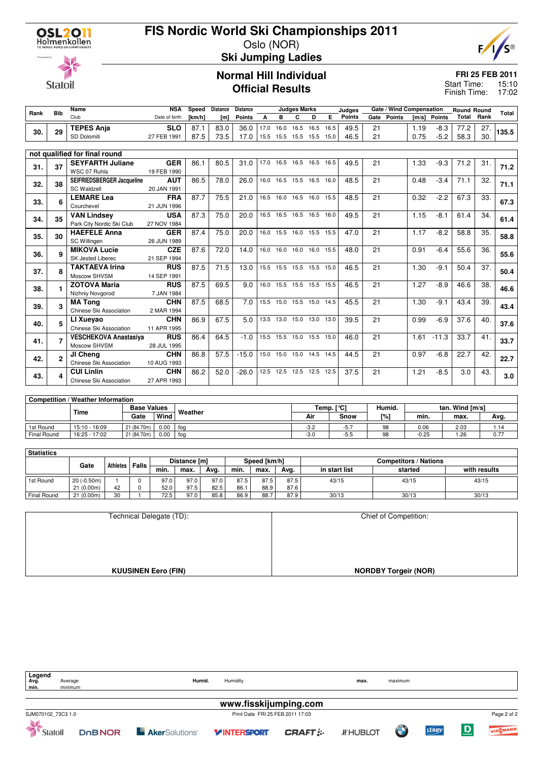# FIS Nordic World Ski Championships 2011

Oslo (NOR)

**Ski Jumping Ladies**

## Normal Hill Individual
## Official Results

**FRI 25 FEB 2011**
Start Time: 15:10
Finish Time: 17:02

| Rank | Bib | Name / Club | NSA / Date of birth | Speed [km/h] | Distance [m] | Distance Points | A | B | C | D | E | Judges Points | Gate | Gate Points | Wind [m/s] | Wind Points | Round Total | Round Rank | Total |
|---|---|---|---|---|---|---|---|---|---|---|---|---|---|---|---|---|---|---|---|
| 30. | 29 | TEPES Anja / SD Dolomiti | SLO / 27 FEB 1991 | 87.1 | 83.0 | 36.0 | 17.0 | 16.0 | 16.5 | 16.5 | 16.5 | 49.5 | 21 | | 1.19 | -8.3 | 77.2 | 27. | 135.5 |
| | | | | 87.5 | 73.5 | 17.0 | 15.5 | 15.5 | 15.5 | 15.5 | 15.0 | 46.5 | 21 | | 0.75 | -5.2 | 58.3 | 30. | |
| **not qualified for final round** | | | | | | | | | | | | | | | | | | | |
| 31. | 37 | SEYFARTH Juliane / WSC 07 Ruhla | GER / 19 FEB 1990 | 86.1 | 80.5 | 31.0 | 17.0 | 16.5 | 16.5 | 16.5 | 16.5 | 49.5 | 21 | | 1.33 | -9.3 | 71.2 | 31. | 71.2 |
| 32. | 38 | SEIFRIEDSBERGER Jacqueline / SC Waldzell | AUT / 20 JAN 1991 | 86.5 | 78.0 | 26.0 | 16.0 | 16.5 | 15.5 | 16.5 | 16.0 | 48.5 | 21 | | 0.48 | -3.4 | 71.1 | 32. | 71.1 |
| 33. | 6 | LEMARE Lea / Courchevel | FRA / 21 JUN 1996 | 87.7 | 75.5 | 21.0 | 16.5 | 16.0 | 16.5 | 16.0 | 15.5 | 48.5 | 21 | | 0.32 | -2.2 | 67.3 | 33. | 67.3 |
| 34. | 35 | VAN Lindsey / Park City Nordic Ski Club | USA / 27 NOV 1984 | 87.3 | 75.0 | 20.0 | 16.5 | 16.5 | 16.5 | 16.5 | 16.0 | 49.5 | 21 | | 1.15 | -8.1 | 61.4 | 34. | 61.4 |
| 35. | 30 | HAEFELE Anna / SC Willingen | GER / 26 JUN 1989 | 87.4 | 75.0 | 20.0 | 16.0 | 15.5 | 16.0 | 15.5 | 15.5 | 47.0 | 21 | | 1.17 | -8.2 | 58.8 | 35. | 58.8 |
| 36. | 9 | MIKOVA Lucie / SK Jested Liberec | CZE / 21 SEP 1994 | 87.6 | 72.0 | 14.0 | 16.0 | 16.0 | 16.0 | 16.0 | 15.5 | 48.0 | 21 | | 0.91 | -6.4 | 55.6 | 36. | 55.6 |
| 37. | 8 | TAKTAEVA Irina / Moscow SHVSM | RUS / 14 SEP 1991 | 87.5 | 71.5 | 13.0 | 15.5 | 15.5 | 15.5 | 15.5 | 15.0 | 46.5 | 21 | | 1.30 | -9.1 | 50.4 | 37. | 50.4 |
| 38. | 1 | ZOTOVA Maria / Nizhniy Novgorod | RUS / 7 JAN 1984 | 87.5 | 69.5 | 9.0 | 16.0 | 15.5 | 15.5 | 15.5 | 15.5 | 46.5 | 21 | | 1.27 | -8.9 | 46.6 | 38. | 46.6 |
| 39. | 3 | MA Tong / Chinese Ski Association | CHN / 2 MAR 1994 | 87.5 | 68.5 | 7.0 | 15.5 | 15.0 | 15.5 | 15.0 | 14.5 | 45.5 | 21 | | 1.30 | -9.1 | 43.4 | 39. | 43.4 |
| 40. | 5 | LI Xueyao / Chinese Ski Association | CHN / 11 APR 1995 | 86.9 | 67.5 | 5.0 | 13.5 | 13.0 | 15.0 | 13.0 | 13.0 | 39.5 | 21 | | 0.99 | -6.9 | 37.6 | 40. | 37.6 |
| 41. | 7 | VESCHEKOVA Anastasiya / Moscow SHVSM | RUS / 28 JUL 1995 | 86.4 | 64.5 | -1.0 | 15.5 | 15.5 | 15.0 | 15.5 | 15.0 | 46.0 | 21 | | 1.61 | -11.3 | 33.7 | 41. | 33.7 |
| 42. | 2 | JI Cheng / Chinese Ski Association | CHN / 10 AUG 1993 | 86.8 | 57.5 | -15.0 | 15.0 | 15.0 | 15.0 | 14.5 | 14.5 | 44.5 | 21 | | 0.97 | -6.8 | 22.7 | 42. | 22.7 |
| 43. | 4 | CUI Linlin / Chinese Ski Association | CHN / 27 APR 1993 | 86.2 | 52.0 | -26.0 | 12.5 | 12.5 | 12.5 | 12.5 | 12.5 | 37.5 | 21 | | 1.21 | -8.5 | 3.0 | 43. | 3.0 |

### Competition / Weather Information

| | Time | Base Values Gate | Base Values Wind | Weather | Temp. [°C] Air | Temp. [°C] Snow | Humid. [%] | tan. Wind [m/s] min. | max. | Avg. |
|---|---|---|---|---|---|---|---|---|---|---|
| 1st Round | 15:10 - 16:09 | 21 (84.70m) | 0.00 | fog | -3.2 | -5.7 | 98 | 0.06 | 2.03 | 1.14 |
| Final Round | 16:25 - 17:02 | 21 (84.70m) | 0.00 | fog | -3.0 | -5.5 | 98 | -0.25 | 1.26 | 0.77 |

### Statistics

| | Gate | Athletes | Falls | Distance [m] min. | max. | Avg. | Speed [km/h] min. | max. | Avg. | Competitors / Nations in start list | started | with results |
|---|---|---|---|---|---|---|---|---|---|---|---|---|
| 1st Round | 20 (-0.50m) | 1 | 0 | 97.0 | 97.0 | 97.0 | 87.5 | 87.5 | 87.5 | 43/15 | 43/15 | 43/15 |
| | 21 (0.00m) | 42 | 0 | 52.0 | 97.5 | 82.5 | 86.1 | 88.9 | 87.6 | | | |
| Final Round | 21 (0.00m) | 30 | 1 | 72.5 | 97.0 | 85.8 | 86.9 | 88.7 | 87.9 | 30/13 | 30/13 | 30/13 |

| Technical Delegate (TD): | Chief of Competition: |
|---|---|
| **KUUSINEN Eero (FIN)** | **NORDBY Torgeir (NOR)** |

**Legend**
Avg. Average
min. minimum
Humid. Humidity
max. maximum

www.fisskijumping.com

SJM070102_73C3 1.0 — Print Date FRI 25 FEB 2011 17:03